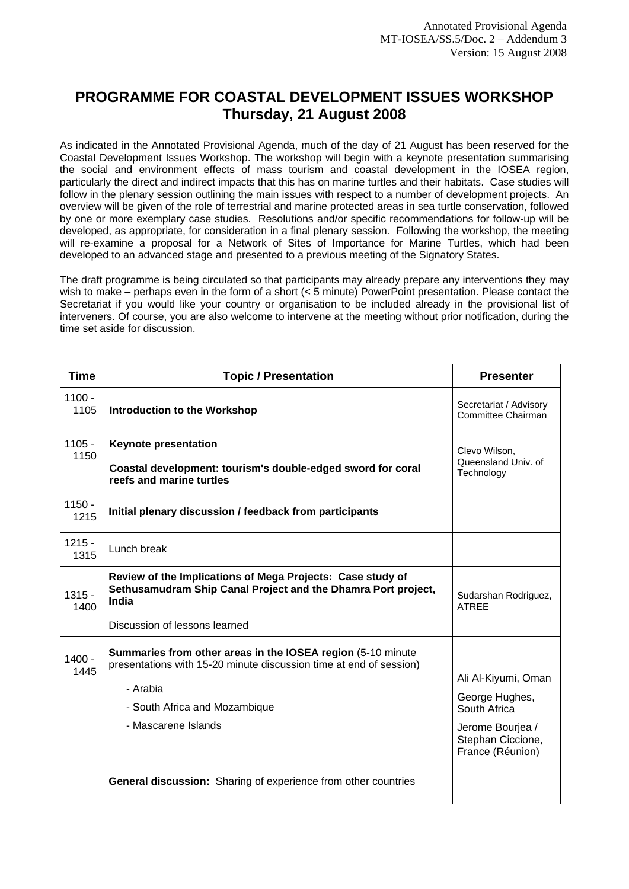Annotated Provisional Agenda
MT-IOSEA/SS.5/Doc. 2 – Addendum 3
Version: 15 August 2008

# PROGRAMME FOR COASTAL DEVELOPMENT ISSUES WORKSHOP
## Thursday, 21 August 2008

As indicated in the Annotated Provisional Agenda, much of the day of 21 August has been reserved for the Coastal Development Issues Workshop. The workshop will begin with a keynote presentation summarising the social and environment effects of mass tourism and coastal development in the IOSEA region, particularly the direct and indirect impacts that this has on marine turtles and their habitats. Case studies will follow in the plenary session outlining the main issues with respect to a number of development projects. An overview will be given of the role of terrestrial and marine protected areas in sea turtle conservation, followed by one or more exemplary case studies. Resolutions and/or specific recommendations for follow-up will be developed, as appropriate, for consideration in a final plenary session. Following the workshop, the meeting will re-examine a proposal for a Network of Sites of Importance for Marine Turtles, which had been developed to an advanced stage and presented to a previous meeting of the Signatory States.

The draft programme is being circulated so that participants may already prepare any interventions they may wish to make – perhaps even in the form of a short (< 5 minute) PowerPoint presentation. Please contact the Secretariat if you would like your country or organisation to be included already in the provisional list of interveners. Of course, you are also welcome to intervene at the meeting without prior notification, during the time set aside for discussion.

| Time | Topic / Presentation | Presenter |
|---|---|---|
| 1100 - 1105 | **Introduction to the Workshop** | Secretariat / Advisory Committee Chairman |
| 1105 - 1150 | **Keynote presentation**<br>**Coastal development: tourism's double-edged sword for coral reefs and marine turtles** | Clevo Wilson, Queensland Univ. of Technology |
| 1150 - 1215 | **Initial plenary discussion / feedback from participants** | |
| 1215 - 1315 | Lunch break | |
| 1315 - 1400 | **Review of the Implications of Mega Projects: Case study of Sethusamudram Ship Canal Project and the Dhamra Port project, India**<br>Discussion of lessons learned | Sudarshan Rodriguez, ATREE |
| 1400 - 1445 | **Summaries from other areas in the IOSEA region** (5-10 minute presentations with 15-20 minute discussion time at end of session)<br>- Arabia<br>- South Africa and Mozambique<br>- Mascarene Islands<br><br>**General discussion:** Sharing of experience from other countries | Ali Al-Kiyumi, Oman<br>George Hughes, South Africa<br>Jerome Bourjea / Stephan Ciccione, France (Réunion) |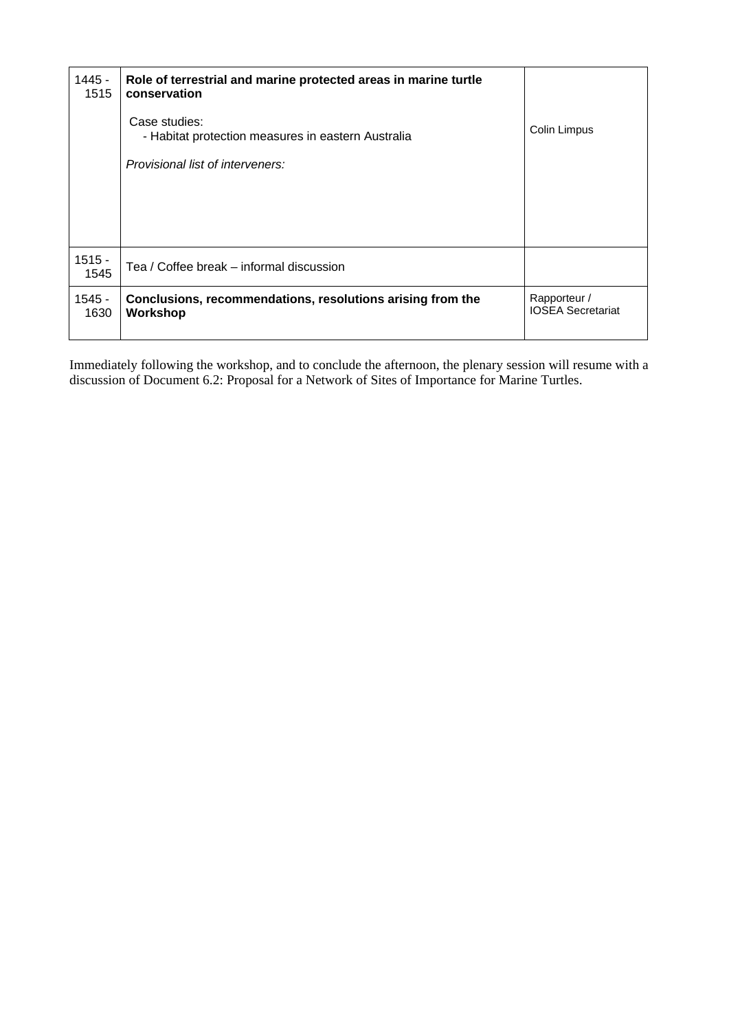| | | |
|---|---|---|
| 1445 - 1515 | **Role of terrestrial and marine protected areas in marine turtle conservation**<br><br>Case studies:<br>- Habitat protection measures in eastern Australia<br><br>*Provisional list of interveners:* | Colin Limpus |
| 1515 - 1545 | Tea / Coffee break – informal discussion | |
| 1545 - 1630 | **Conclusions, recommendations, resolutions arising from the Workshop** | Rapporteur / IOSEA Secretariat |

Immediately following the workshop, and to conclude the afternoon, the plenary session will resume with a discussion of Document 6.2: Proposal for a Network of Sites of Importance for Marine Turtles.